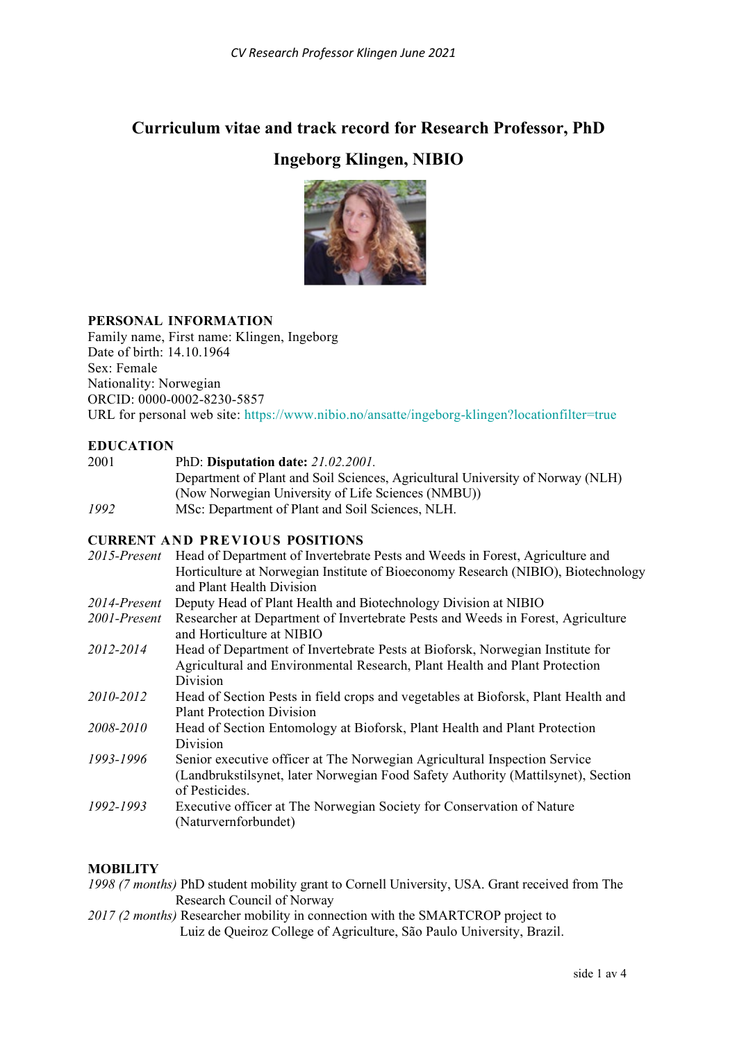# Curriculum vitae and track record for Research Professor, PhD

# Ingeborg Klingen, NIBIO

## PERSONAL INFORMATION

Family name, First name: Klingen, Ingeborg
Date of birth: 14.10.1964
Sex: Female
Nationality: Norwegian
ORCID: 0000-0002-8230-5857
URL for personal web site: https://www.nibio.no/ansatte/ingeborg-klingen?locationfilter=true

## EDUCATION

2001 PhD: **Disputation date:** *21.02.2001.*
Department of Plant and Soil Sciences, Agricultural University of Norway (NLH) (Now Norwegian University of Life Sciences (NMBU))

*1992* MSc: Department of Plant and Soil Sciences, NLH.

## CURRENT AND PREVIOUS POSITIONS

*2015-Present* Head of Department of Invertebrate Pests and Weeds in Forest, Agriculture and Horticulture at Norwegian Institute of Bioeconomy Research (NIBIO), Biotechnology and Plant Health Division

*2014-Present* Deputy Head of Plant Health and Biotechnology Division at NIBIO

*2001-Present* Researcher at Department of Invertebrate Pests and Weeds in Forest, Agriculture and Horticulture at NIBIO

*2012-2014* Head of Department of Invertebrate Pests at Bioforsk, Norwegian Institute for Agricultural and Environmental Research, Plant Health and Plant Protection Division

*2010-2012* Head of Section Pests in field crops and vegetables at Bioforsk, Plant Health and Plant Protection Division

*2008-2010* Head of Section Entomology at Bioforsk, Plant Health and Plant Protection Division

*1993-1996* Senior executive officer at The Norwegian Agricultural Inspection Service (Landbrukstilsynet, later Norwegian Food Safety Authority (Mattilsynet), Section of Pesticides.

*1992-1993* Executive officer at The Norwegian Society for Conservation of Nature (Naturvernforbundet)

## MOBILITY

*1998 (7 months)* PhD student mobility grant to Cornell University, USA. Grant received from The Research Council of Norway

*2017 (2 months)* Researcher mobility in connection with the SMARTCROP project to Luiz de Queiroz College of Agriculture, São Paulo University, Brazil.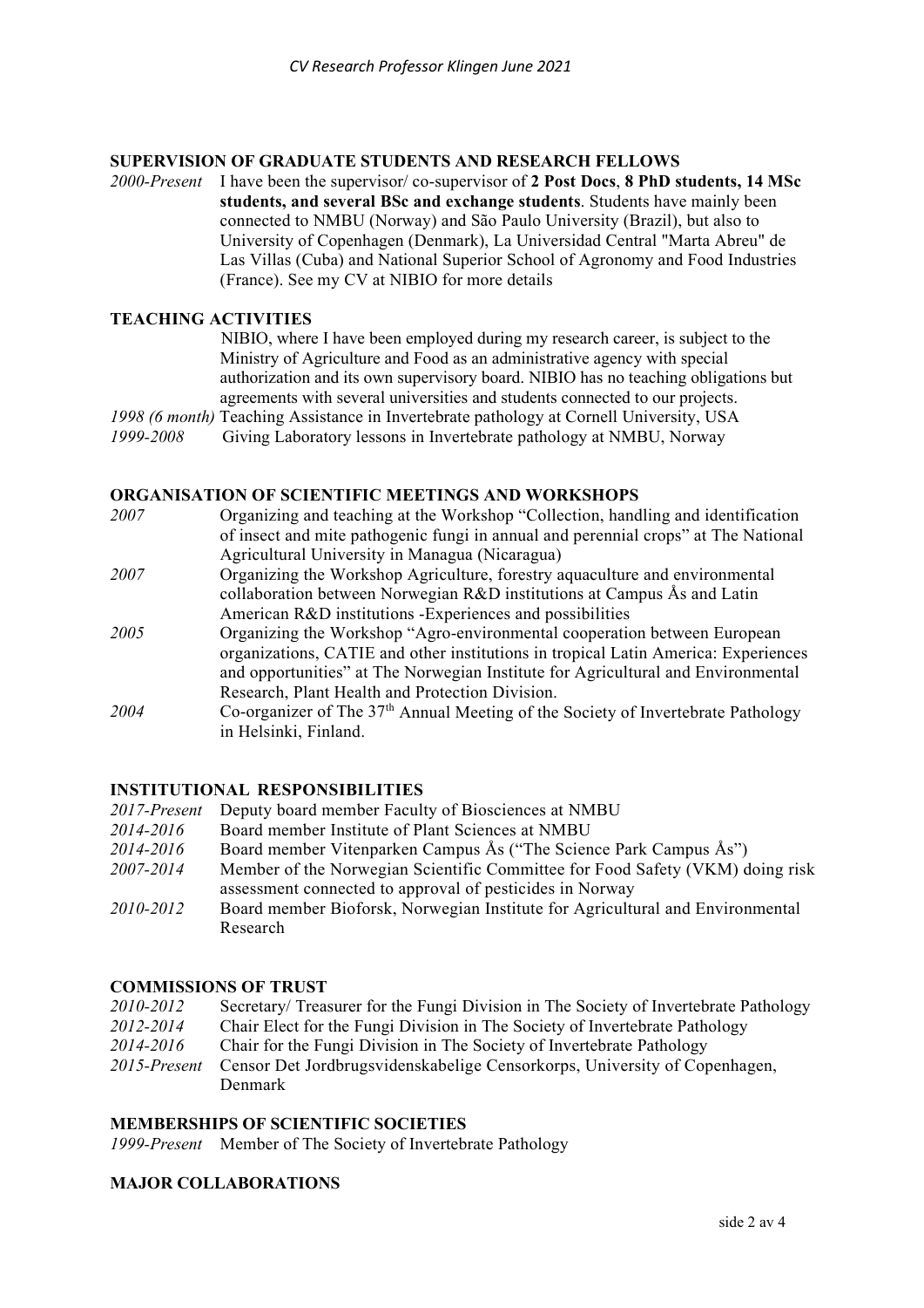## SUPERVISION OF GRADUATE STUDENTS AND RESEARCH FELLOWS

*2000-Present* I have been the supervisor/ co-supervisor of **2 Post Docs**, **8 PhD students, 14 MSc students, and several BSc and exchange students**. Students have mainly been connected to NMBU (Norway) and São Paulo University (Brazil), but also to University of Copenhagen (Denmark), La Universidad Central "Marta Abreu" de Las Villas (Cuba) and National Superior School of Agronomy and Food Industries (France). See my CV at NIBIO for more details

## TEACHING ACTIVITIES

NIBIO, where I have been employed during my research career, is subject to the Ministry of Agriculture and Food as an administrative agency with special authorization and its own supervisory board. NIBIO has no teaching obligations but agreements with several universities and students connected to our projects.

*1998 (6 month)* Teaching Assistance in Invertebrate pathology at Cornell University, USA

*1999-2008* Giving Laboratory lessons in Invertebrate pathology at NMBU, Norway

## ORGANISATION OF SCIENTIFIC MEETINGS AND WORKSHOPS

*2007* Organizing and teaching at the Workshop "Collection, handling and identification of insect and mite pathogenic fungi in annual and perennial crops" at The National Agricultural University in Managua (Nicaragua)

*2007* Organizing the Workshop Agriculture, forestry aquaculture and environmental collaboration between Norwegian R&D institutions at Campus Ås and Latin American R&D institutions -Experiences and possibilities

*2005* Organizing the Workshop "Agro-environmental cooperation between European organizations, CATIE and other institutions in tropical Latin America: Experiences and opportunities" at The Norwegian Institute for Agricultural and Environmental Research, Plant Health and Protection Division.

*2004* Co-organizer of The 37th Annual Meeting of the Society of Invertebrate Pathology in Helsinki, Finland.

## INSTITUTIONAL RESPONSIBILITIES

*2017-Present* Deputy board member Faculty of Biosciences at NMBU

*2014-2016* Board member Institute of Plant Sciences at NMBU

*2014-2016* Board member Vitenparken Campus Ås ("The Science Park Campus Ås")

*2007-2014* Member of the Norwegian Scientific Committee for Food Safety (VKM) doing risk assessment connected to approval of pesticides in Norway

*2010-2012* Board member Bioforsk, Norwegian Institute for Agricultural and Environmental Research

## COMMISSIONS OF TRUST

*2010-2012* Secretary/ Treasurer for the Fungi Division in The Society of Invertebrate Pathology

*2012-2014* Chair Elect for the Fungi Division in The Society of Invertebrate Pathology

*2014-2016* Chair for the Fungi Division in The Society of Invertebrate Pathology

*2015-Present* Censor Det Jordbrugsvidenskabelige Censorkorps, University of Copenhagen, Denmark

## MEMBERSHIPS OF SCIENTIFIC SOCIETIES

*1999-Present* Member of The Society of Invertebrate Pathology

## MAJOR COLLABORATIONS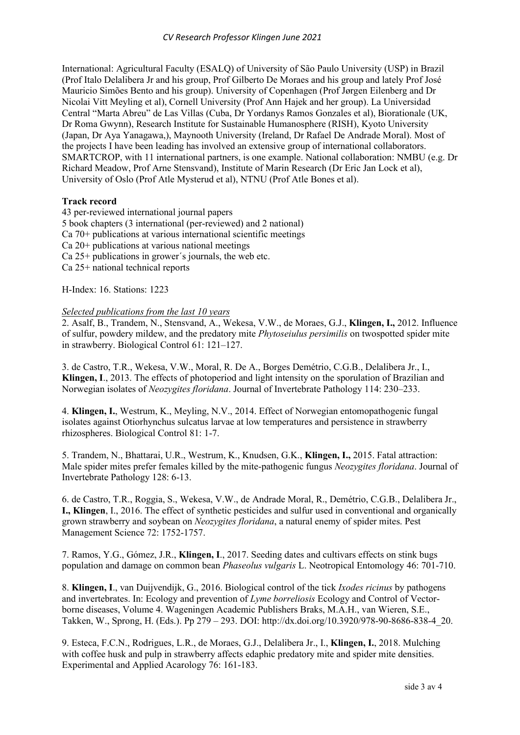International: Agricultural Faculty (ESALQ) of University of São Paulo University (USP) in Brazil (Prof Italo Delalibera Jr and his group, Prof Gilberto De Moraes and his group and lately Prof José Mauricio Simões Bento and his group). University of Copenhagen (Prof Jørgen Eilenberg and Dr Nicolai Vitt Meyling et al), Cornell University (Prof Ann Hajek and her group). La Universidad Central "Marta Abreu" de Las Villas (Cuba, Dr Yordanys Ramos Gonzales et al), Biorationale (UK, Dr Roma Gwynn), Research Institute for Sustainable Humanosphere (RISH), Kyoto University (Japan, Dr Aya Yanagawa,), Maynooth University (Ireland, Dr Rafael De Andrade Moral). Most of the projects I have been leading has involved an extensive group of international collaborators. SMARTCROP, with 11 international partners, is one example. National collaboration: NMBU (e.g. Dr Richard Meadow, Prof Arne Stensvand), Institute of Marin Research (Dr Eric Jan Lock et al), University of Oslo (Prof Atle Mysterud et al), NTNU (Prof Atle Bones et al).

**Track record**

43 per-reviewed international journal papers
5 book chapters (3 international (per-reviewed) and 2 national)
Ca 70+ publications at various international scientific meetings
Ca 20+ publications at various national meetings
Ca 25+ publications in grower´s journals, the web etc.
Ca 25+ national technical reports

H-Index: 16. Stations: 1223

*Selected publications from the last 10 years*

2. Asalf, B., Trandem, N., Stensvand, A., Wekesa, V.W., de Moraes, G.J., **Klingen, I.,** 2012. Influence of sulfur, powdery mildew, and the predatory mite *Phytoseiulus persimilis* on twospotted spider mite in strawberry. Biological Control 61: 121–127.

3. de Castro, T.R., Wekesa, V.W., Moral, R. De A., Borges Demétrio, C.G.B., Delalibera Jr., I., **Klingen, I**., 2013. The effects of photoperiod and light intensity on the sporulation of Brazilian and Norwegian isolates of *Neozygites floridana*. Journal of Invertebrate Pathology 114: 230–233.

4. **Klingen, I.**, Westrum, K., Meyling, N.V., 2014. Effect of Norwegian entomopathogenic fungal isolates against Otiorhynchus sulcatus larvae at low temperatures and persistence in strawberry rhizospheres. Biological Control 81: 1-7.

5. Trandem, N., Bhattarai, U.R., Westrum, K., Knudsen, G.K., **Klingen, I.,** 2015. Fatal attraction: Male spider mites prefer females killed by the mite-pathogenic fungus *Neozygites floridana*. Journal of Invertebrate Pathology 128: 6-13.

6. de Castro, T.R., Roggia, S., Wekesa, V.W., de Andrade Moral, R., Demétrio, C.G.B., Delalibera Jr., **I., Klingen**, I., 2016. The effect of synthetic pesticides and sulfur used in conventional and organically grown strawberry and soybean on *Neozygites floridana*, a natural enemy of spider mites. Pest Management Science 72: 1752-1757.

7. Ramos, Y.G., Gómez, J.R., **Klingen, I**., 2017. Seeding dates and cultivars effects on stink bugs population and damage on common bean *Phaseolus vulgaris* L. Neotropical Entomology 46: 701-710.

8. **Klingen, I**., van Duijvendijk, G., 2016. Biological control of the tick *Ixodes ricinus* by pathogens and invertebrates. In: Ecology and prevention of *Lyme borreliosis* Ecology and Control of Vector-borne diseases, Volume 4. Wageningen Academic Publishers Braks, M.A.H., van Wieren, S.E., Takken, W., Sprong, H. (Eds.). Pp 279 – 293. DOI: http://dx.doi.org/10.3920/978-90-8686-838-4_20.

9. Esteca, F.C.N., Rodrigues, L.R., de Moraes, G.J., Delalibera Jr., I., **Klingen, I.**, 2018. Mulching with coffee husk and pulp in strawberry affects edaphic predatory mite and spider mite densities. Experimental and Applied Acarology 76: 161-183.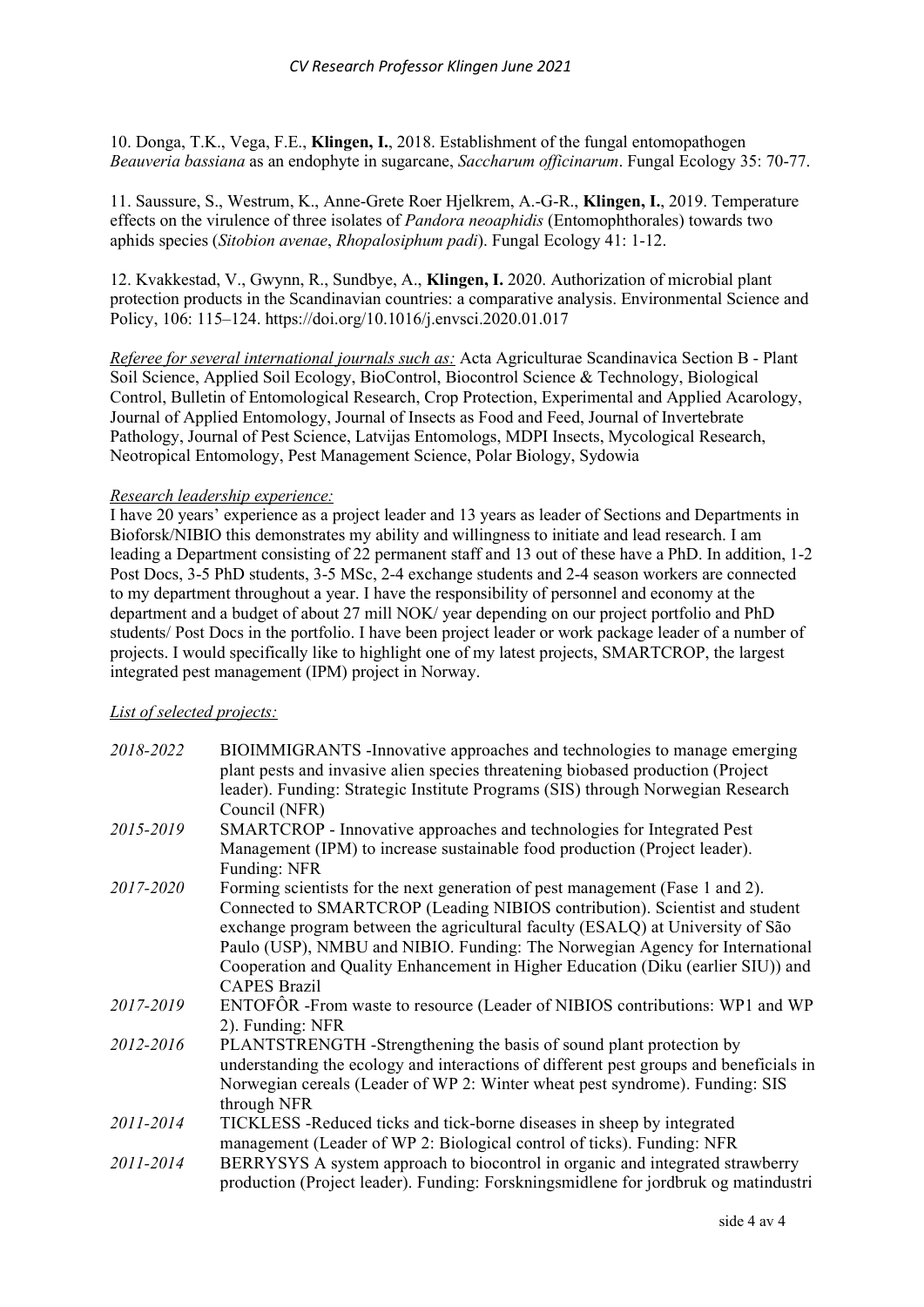10. Donga, T.K., Vega, F.E., **Klingen, I.**, 2018. Establishment of the fungal entomopathogen *Beauveria bassiana* as an endophyte in sugarcane, *Saccharum officinarum*. Fungal Ecology 35: 70-77.

11. Saussure, S., Westrum, K., Anne-Grete Roer Hjelkrem, A.-G-R., **Klingen, I.**, 2019. Temperature effects on the virulence of three isolates of *Pandora neoaphidis* (Entomophthorales) towards two aphids species (*Sitobion avenae*, *Rhopalosiphum padi*). Fungal Ecology 41: 1-12.

12. Kvakkestad, V., Gwynn, R., Sundbye, A., **Klingen, I.** 2020. Authorization of microbial plant protection products in the Scandinavian countries: a comparative analysis. Environmental Science and Policy, 106: 115–124. https://doi.org/10.1016/j.envsci.2020.01.017

*Referee for several international journals such as:* Acta Agriculturae Scandinavica Section B - Plant Soil Science, Applied Soil Ecology, BioControl, Biocontrol Science & Technology, Biological Control, Bulletin of Entomological Research, Crop Protection, Experimental and Applied Acarology, Journal of Applied Entomology, Journal of Insects as Food and Feed, Journal of Invertebrate Pathology, Journal of Pest Science, Latvijas Entomologs, MDPI Insects, Mycological Research, Neotropical Entomology, Pest Management Science, Polar Biology, Sydowia

*Research leadership experience:*

I have 20 years' experience as a project leader and 13 years as leader of Sections and Departments in Bioforsk/NIBIO this demonstrates my ability and willingness to initiate and lead research. I am leading a Department consisting of 22 permanent staff and 13 out of these have a PhD. In addition, 1-2 Post Docs, 3-5 PhD students, 3-5 MSc, 2-4 exchange students and 2-4 season workers are connected to my department throughout a year. I have the responsibility of personnel and economy at the department and a budget of about 27 mill NOK/ year depending on our project portfolio and PhD students/ Post Docs in the portfolio. I have been project leader or work package leader of a number of projects. I would specifically like to highlight one of my latest projects, SMARTCROP, the largest integrated pest management (IPM) project in Norway.

*List of selected projects:*

| | |
|---|---|
| *2018-2022* | BIOIMMIGRANTS -Innovative approaches and technologies to manage emerging plant pests and invasive alien species threatening biobased production (Project leader). Funding: Strategic Institute Programs (SIS) through Norwegian Research Council (NFR) |
| *2015-2019* | SMARTCROP - Innovative approaches and technologies for Integrated Pest Management (IPM) to increase sustainable food production (Project leader). Funding: NFR |
| *2017-2020* | Forming scientists for the next generation of pest management (Fase 1 and 2). Connected to SMARTCROP (Leading NIBIOS contribution). Scientist and student exchange program between the agricultural faculty (ESALQ) at University of São Paulo (USP), NMBU and NIBIO. Funding: The Norwegian Agency for International Cooperation and Quality Enhancement in Higher Education (Diku (earlier SIU)) and CAPES Brazil |
| *2017-2019* | ENTOFÔR -From waste to resource (Leader of NIBIOS contributions: WP1 and WP 2). Funding: NFR |
| *2012-2016* | PLANTSTRENGTH -Strengthening the basis of sound plant protection by understanding the ecology and interactions of different pest groups and beneficials in Norwegian cereals (Leader of WP 2: Winter wheat pest syndrome). Funding: SIS through NFR |
| *2011-2014* | TICKLESS -Reduced ticks and tick-borne diseases in sheep by integrated management (Leader of WP 2: Biological control of ticks). Funding: NFR |
| *2011-2014* | BERRYSYS A system approach to biocontrol in organic and integrated strawberry production (Project leader). Funding: Forskningsmidlene for jordbruk og matindustri |